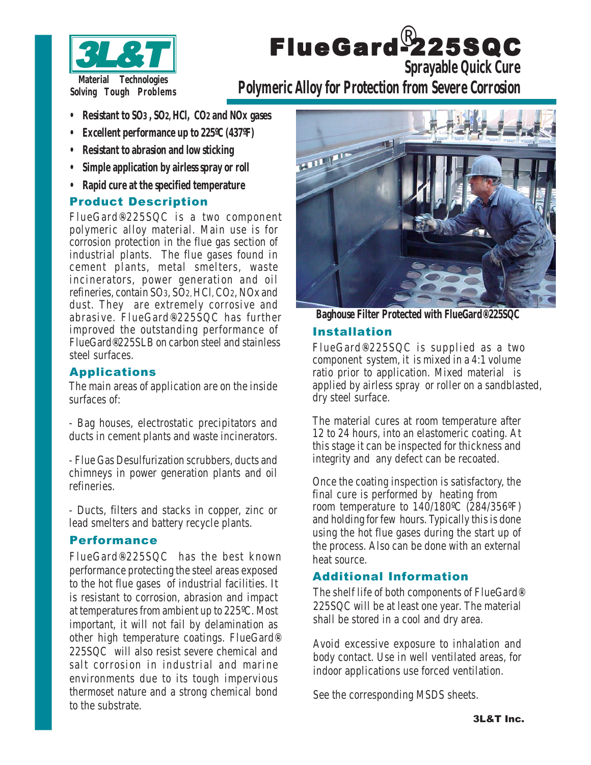3L&T

Material Technologies
Solving Tough Problems

# FlueGard®225SQC

## Sprayable Quick Cure

## Polymeric Alloy for Protection from Severe Corrosion

- **Resistant to $SO_3$, $SO_2$, HCl, $CO_2$ and NOx gases**
- **Excellent performance up to 225ºC (437ºF)**
- **Resistant to abrasion and low sticking**
- **Simple application by airless spray or roll**
- **Rapid cure at the specified temperature**

### Product Description

FlueGard®225SQC is a two component polymeric alloy material. Main use is for corrosion protection in the flue gas section of industrial plants. The flue gases found in cement plants, metal smelters, waste incinerators, power generation and oil refineries, contain $SO_3$, $SO_2$, HCl, $CO_2$, NOx and dust. They are extremely corrosive and abrasive. FlueGard®225SQC has further improved the outstanding performance of FlueGard®225SLB on carbon steel and stainless steel surfaces.

### Applications

The main areas of application are on the inside surfaces of:

- Bag houses, electrostatic precipitators and ducts in cement plants and waste incinerators.

- Flue Gas Desulfurization scrubbers, ducts and chimneys in power generation plants and oil refineries.

- Ducts, filters and stacks in copper, zinc or lead smelters and battery recycle plants.

### Performance

FlueGard®225SQC has the best known performance protecting the steel areas exposed to the hot flue gases of industrial facilities. It is resistant to corrosion, abrasion and impact at temperatures from ambient up to 225ºC. Most important, it will not fail by delamination as other high temperature coatings. FlueGard® 225SQC will also resist severe chemical and salt corrosion in industrial and marine environments due to its tough impervious thermoset nature and a strong chemical bond to the substrate.

**Baghouse Filter Protected with FlueGard®225SQC**

### Installation

FlueGard®225SQC is supplied as a two component system, it is mixed in a 4:1 volume ratio prior to application. Mixed material is applied by airless spray or roller on a sandblasted, dry steel surface.

The material cures at room temperature after 12 to 24 hours, into an elastomeric coating. At this stage it can be inspected for thickness and integrity and any defect can be recoated.

Once the coating inspection is satisfactory, the final cure is performed by heating from room temperature to 140/180ºC (284/356ºF) and holding for few hours. Typically this is done using the hot flue gases during the start up of the process. Also can be done with an external heat source.

### Additional Information

The shelf life of both components of FlueGard® 225SQC will be at least one year. The material shall be stored in a cool and dry area.

Avoid excessive exposure to inhalation and body contact. Use in well ventilated areas, for indoor applications use forced ventilation.

See the corresponding MSDS sheets.

3L&T Inc.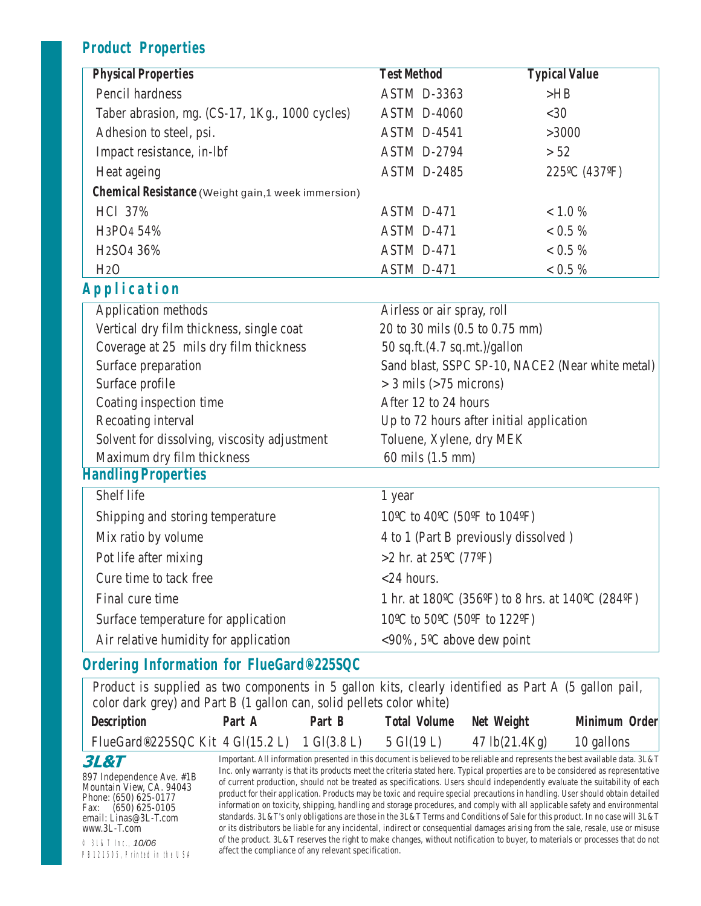## Product Properties

| Physical Properties | Test Method | Typical Value |
|---|---|---|
| Pencil hardness | ASTM D-3363 | >HB |
| Taber abrasion, mg. (CS-17, 1Kg., 1000 cycles) | ASTM D-4060 | <30 |
| Adhesion to steel, psi. | ASTM D-4541 | >3000 |
| Impact resistance, in-lbf | ASTM D-2794 | > 52 |
| Heat ageing | ASTM D-2485 | 225ºC (437ºF) |
| **Chemical Resistance** (Weight gain,1 week immersion) | | |
| HCl 37% | ASTM D-471 | < 1.0 % |
| $H_3PO_4$ 54% | ASTM D-471 | < 0.5 % |
| $H_2SO_4$ 36% | ASTM D-471 | < 0.5 % |
| $H_2O$ | ASTM D-471 | < 0.5 % |

## Application

| | |
|---|---|
| Application methods | Airless or air spray, roll |
| Vertical dry film thickness, single coat | 20 to 30 mils (0.5 to 0.75 mm) |
| Coverage at 25 mils dry film thickness | 50 sq.ft.(4.7 sq.mt.)/gallon |
| Surface preparation | Sand blast, SSPC SP-10, NACE2 (Near white metal) |
| Surface profile | > 3 mils (>75 microns) |
| Coating inspection time | After 12 to 24 hours |
| Recoating interval | Up to 72 hours after initial application |
| Solvent for dissolving, viscosity adjustment | Toluene, Xylene, dry MEK |
| Maximum dry film thickness | 60 mils (1.5 mm) |

## Handling Properties

| | |
|---|---|
| Shelf life | 1 year |
| Shipping and storing temperature | 10ºC to 40ºC (50ºF to 104ºF) |
| Mix ratio by volume | 4 to 1 (Part B previously dissolved ) |
| Pot life after mixing | >2 hr. at 25ºC (77ºF) |
| Cure time to tack free | <24 hours. |
| Final cure time | 1 hr. at 180ºC (356ºF) to 8 hrs. at 140ºC (284ºF) |
| Surface temperature for application | 10ºC to 50ºC (50ºF to 122ºF) |
| Air relative humidity for application | <90%, 5ºC above dew point |

## Ordering Information for FlueGard®225SQC

Product is supplied as two components in 5 gallon kits, clearly identified as Part A (5 gallon pail, color dark grey) and Part B (1 gallon can, solid pellets color white)

| Description | Part A | Part B | Total Volume | Net Weight | Minimum Order |
|---|---|---|---|---|---|
| FlueGard®225SQC Kit | 4 Gl(15.2 L) | 1 Gl(3.8 L) | 5 Gl(19 L) | 47 lb(21.4Kg) | 10 gallons |

**3L&T**

897 Independence Ave. #1B
Mountain View, CA. 94043
Phone: (650) 625-0177
Fax: (650) 625-0105
email: Linas@3L-T.com
www.3L-T.com

© 3L&T Inc., *10/06*
PB121505, Printed in the USA

Important. All information presented in this document is believed to be reliable and represents the best available data. 3L&T Inc. only warranty is that its products meet the criteria stated here. Typical properties are to be considered as representative of current production, should not be treated as specifications. Users should independently evaluate the suitability of each product for their application. Products may be toxic and require special precautions in handling. User should obtain detailed information on toxicity, shipping, handling and storage procedures, and comply with all applicable safety and environmental standards. 3L&T's only obligations are those in the 3L&T Terms and Conditions of Sale for this product. In no case will 3L&T or its distributors be liable for any incidental, indirect or consequential damages arising from the sale, resale, use or misuse of the product. 3L&T reserves the right to make changes, without notification to buyer, to materials or processes that do not affect the compliance of any relevant specification.